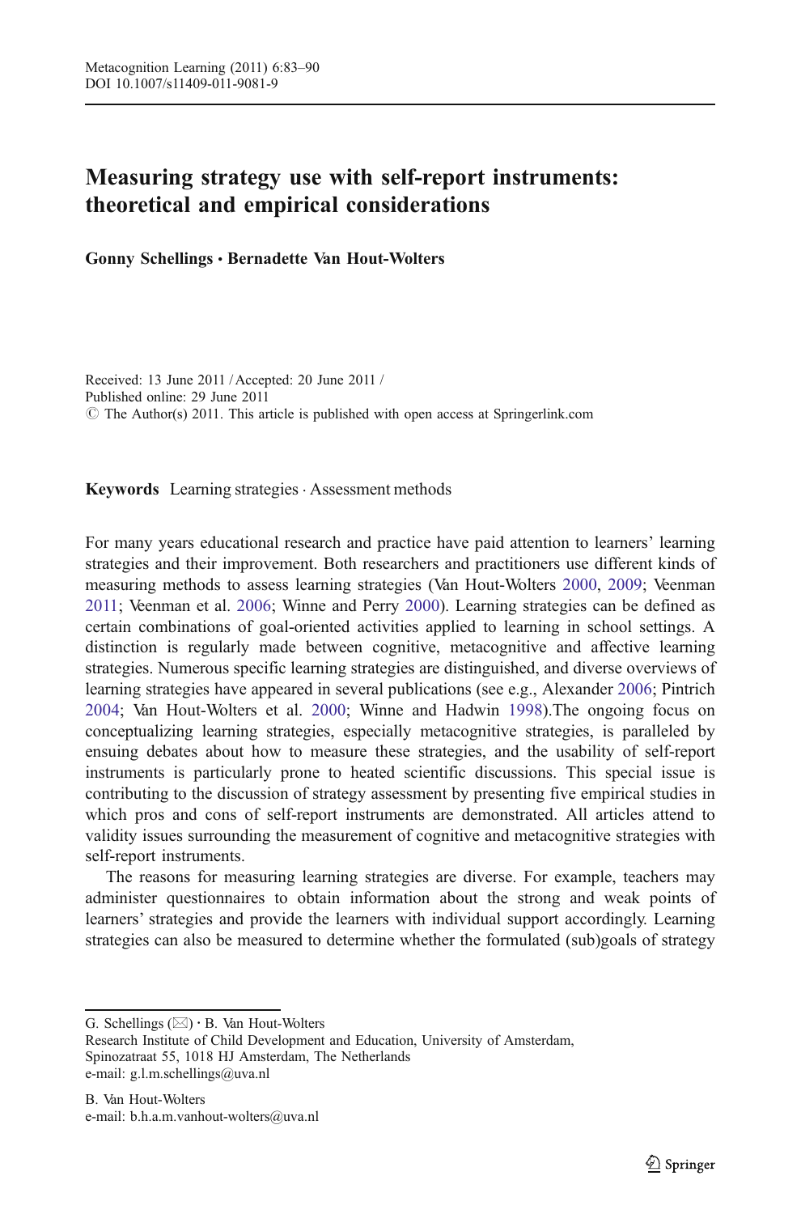# Measuring strategy use with self-report instruments: theoretical and empirical considerations

**Gonny Schellings · Bernadette Van Hout-Wolters**

Received: 13 June 2011 / Accepted: 20 June 2011 /
Published online: 29 June 2011
© The Author(s) 2011. This article is published with open access at Springerlink.com

**Keywords** Learning strategies · Assessment methods

For many years educational research and practice have paid attention to learners' learning strategies and their improvement. Both researchers and practitioners use different kinds of measuring methods to assess learning strategies (Van Hout-Wolters 2000, 2009; Veenman 2011; Veenman et al. 2006; Winne and Perry 2000). Learning strategies can be defined as certain combinations of goal-oriented activities applied to learning in school settings. A distinction is regularly made between cognitive, metacognitive and affective learning strategies. Numerous specific learning strategies are distinguished, and diverse overviews of learning strategies have appeared in several publications (see e.g., Alexander 2006; Pintrich 2004; Van Hout-Wolters et al. 2000; Winne and Hadwin 1998).The ongoing focus on conceptualizing learning strategies, especially metacognitive strategies, is paralleled by ensuing debates about how to measure these strategies, and the usability of self-report instruments is particularly prone to heated scientific discussions. This special issue is contributing to the discussion of strategy assessment by presenting five empirical studies in which pros and cons of self-report instruments are demonstrated. All articles attend to validity issues surrounding the measurement of cognitive and metacognitive strategies with self-report instruments.

The reasons for measuring learning strategies are diverse. For example, teachers may administer questionnaires to obtain information about the strong and weak points of learners' strategies and provide the learners with individual support accordingly. Learning strategies can also be measured to determine whether the formulated (sub)goals of strategy

G. Schellings (✉) · B. Van Hout-Wolters
Research Institute of Child Development and Education, University of Amsterdam,
Spinozatraat 55, 1018 HJ Amsterdam, The Netherlands
e-mail: g.l.m.schellings@uva.nl

B. Van Hout-Wolters
e-mail: b.h.a.m.vanhout-wolters@uva.nl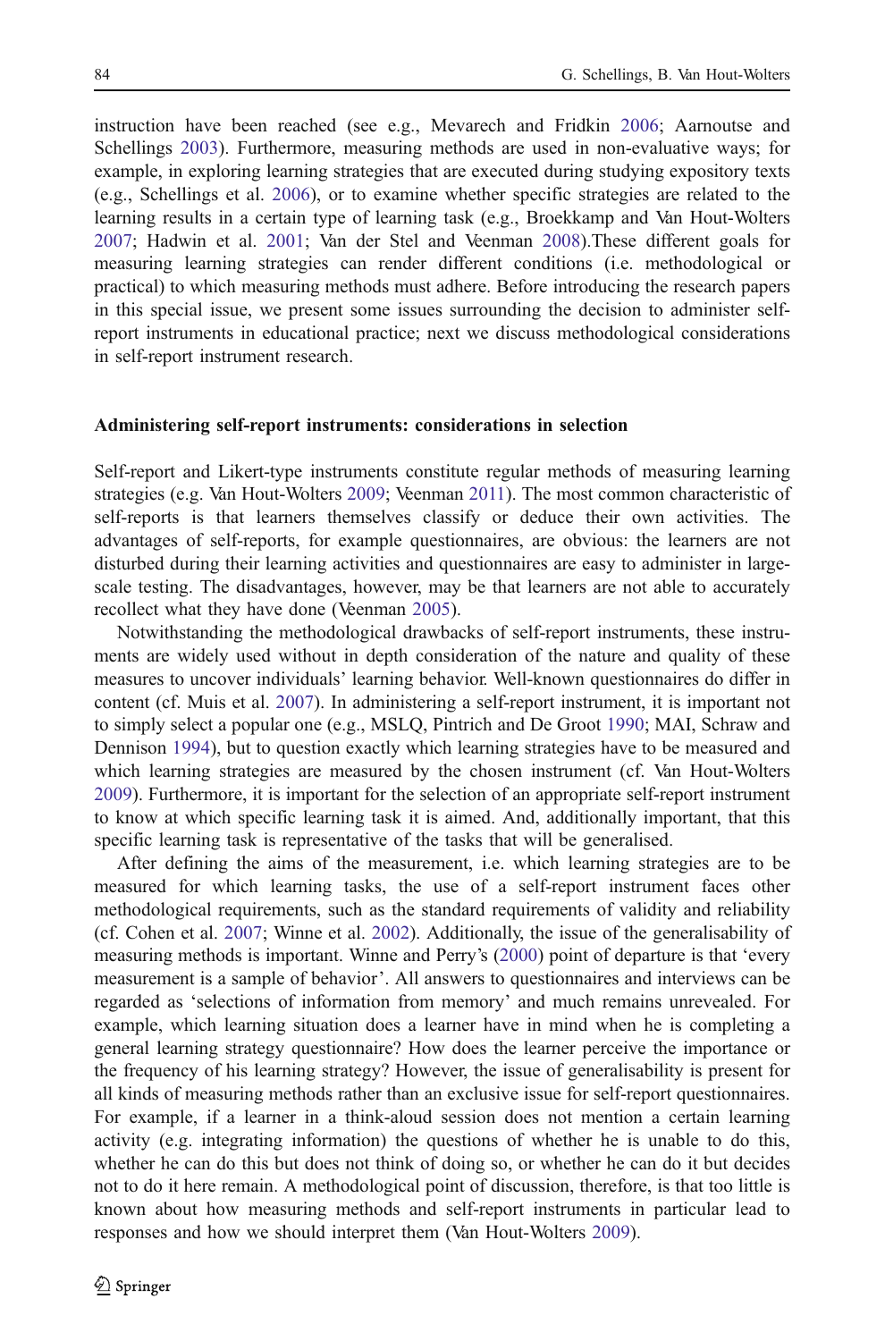instruction have been reached (see e.g., Mevarech and Fridkin 2006; Aarnoutse and Schellings 2003). Furthermore, measuring methods are used in non-evaluative ways; for example, in exploring learning strategies that are executed during studying expository texts (e.g., Schellings et al. 2006), or to examine whether specific strategies are related to the learning results in a certain type of learning task (e.g., Broekkamp and Van Hout-Wolters 2007; Hadwin et al. 2001; Van der Stel and Veenman 2008).These different goals for measuring learning strategies can render different conditions (i.e. methodological or practical) to which measuring methods must adhere. Before introducing the research papers in this special issue, we present some issues surrounding the decision to administer self-report instruments in educational practice; next we discuss methodological considerations in self-report instrument research.

**Administering self-report instruments: considerations in selection**

Self-report and Likert-type instruments constitute regular methods of measuring learning strategies (e.g. Van Hout-Wolters 2009; Veenman 2011). The most common characteristic of self-reports is that learners themselves classify or deduce their own activities. The advantages of self-reports, for example questionnaires, are obvious: the learners are not disturbed during their learning activities and questionnaires are easy to administer in large-scale testing. The disadvantages, however, may be that learners are not able to accurately recollect what they have done (Veenman 2005).

Notwithstanding the methodological drawbacks of self-report instruments, these instruments are widely used without in depth consideration of the nature and quality of these measures to uncover individuals' learning behavior. Well-known questionnaires do differ in content (cf. Muis et al. 2007). In administering a self-report instrument, it is important not to simply select a popular one (e.g., MSLQ, Pintrich and De Groot 1990; MAI, Schraw and Dennison 1994), but to question exactly which learning strategies have to be measured and which learning strategies are measured by the chosen instrument (cf. Van Hout-Wolters 2009). Furthermore, it is important for the selection of an appropriate self-report instrument to know at which specific learning task it is aimed. And, additionally important, that this specific learning task is representative of the tasks that will be generalised.

After defining the aims of the measurement, i.e. which learning strategies are to be measured for which learning tasks, the use of a self-report instrument faces other methodological requirements, such as the standard requirements of validity and reliability (cf. Cohen et al. 2007; Winne et al. 2002). Additionally, the issue of the generalisability of measuring methods is important. Winne and Perry's (2000) point of departure is that 'every measurement is a sample of behavior'. All answers to questionnaires and interviews can be regarded as 'selections of information from memory' and much remains unrevealed. For example, which learning situation does a learner have in mind when he is completing a general learning strategy questionnaire? How does the learner perceive the importance or the frequency of his learning strategy? However, the issue of generalisability is present for all kinds of measuring methods rather than an exclusive issue for self-report questionnaires. For example, if a learner in a think-aloud session does not mention a certain learning activity (e.g. integrating information) the questions of whether he is unable to do this, whether he can do this but does not think of doing so, or whether he can do it but decides not to do it here remain. A methodological point of discussion, therefore, is that too little is known about how measuring methods and self-report instruments in particular lead to responses and how we should interpret them (Van Hout-Wolters 2009).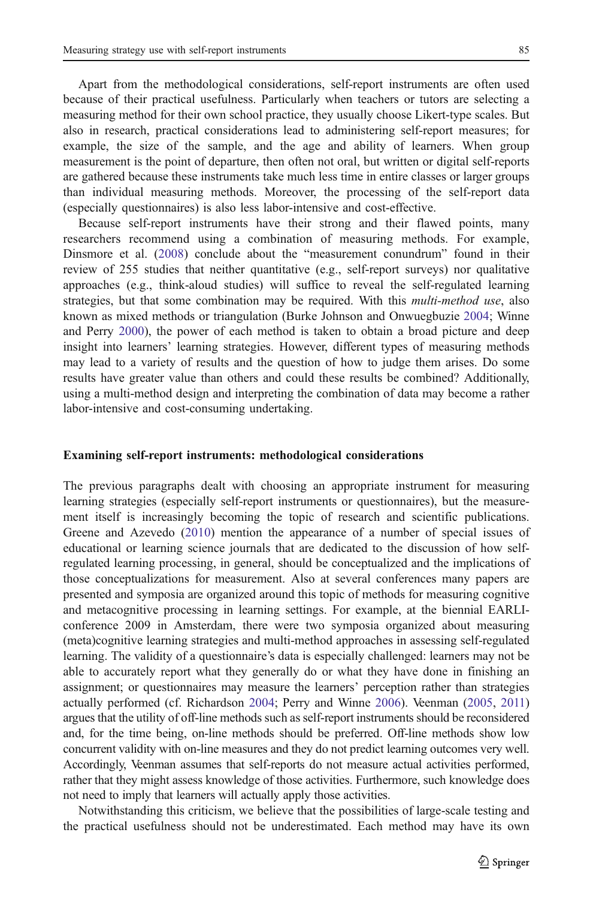Apart from the methodological considerations, self-report instruments are often used because of their practical usefulness. Particularly when teachers or tutors are selecting a measuring method for their own school practice, they usually choose Likert-type scales. But also in research, practical considerations lead to administering self-report measures; for example, the size of the sample, and the age and ability of learners. When group measurement is the point of departure, then often not oral, but written or digital self-reports are gathered because these instruments take much less time in entire classes or larger groups than individual measuring methods. Moreover, the processing of the self-report data (especially questionnaires) is also less labor-intensive and cost-effective.

Because self-report instruments have their strong and their flawed points, many researchers recommend using a combination of measuring methods. For example, Dinsmore et al. (2008) conclude about the "measurement conundrum" found in their review of 255 studies that neither quantitative (e.g., self-report surveys) nor qualitative approaches (e.g., think-aloud studies) will suffice to reveal the self-regulated learning strategies, but that some combination may be required. With this *multi-method use*, also known as mixed methods or triangulation (Burke Johnson and Onwuegbuzie 2004; Winne and Perry 2000), the power of each method is taken to obtain a broad picture and deep insight into learners' learning strategies. However, different types of measuring methods may lead to a variety of results and the question of how to judge them arises. Do some results have greater value than others and could these results be combined? Additionally, using a multi-method design and interpreting the combination of data may become a rather labor-intensive and cost-consuming undertaking.

## Examining self-report instruments: methodological considerations

The previous paragraphs dealt with choosing an appropriate instrument for measuring learning strategies (especially self-report instruments or questionnaires), but the measurement itself is increasingly becoming the topic of research and scientific publications. Greene and Azevedo (2010) mention the appearance of a number of special issues of educational or learning science journals that are dedicated to the discussion of how self-regulated learning processing, in general, should be conceptualized and the implications of those conceptualizations for measurement. Also at several conferences many papers are presented and symposia are organized around this topic of methods for measuring cognitive and metacognitive processing in learning settings. For example, at the biennial EARLI-conference 2009 in Amsterdam, there were two symposia organized about measuring (meta)cognitive learning strategies and multi-method approaches in assessing self-regulated learning. The validity of a questionnaire's data is especially challenged: learners may not be able to accurately report what they generally do or what they have done in finishing an assignment; or questionnaires may measure the learners' perception rather than strategies actually performed (cf. Richardson 2004; Perry and Winne 2006). Veenman (2005, 2011) argues that the utility of off-line methods such as self-report instruments should be reconsidered and, for the time being, on-line methods should be preferred. Off-line methods show low concurrent validity with on-line measures and they do not predict learning outcomes very well. Accordingly, Veenman assumes that self-reports do not measure actual activities performed, rather that they might assess knowledge of those activities. Furthermore, such knowledge does not need to imply that learners will actually apply those activities.

Notwithstanding this criticism, we believe that the possibilities of large-scale testing and the practical usefulness should not be underestimated. Each method may have its own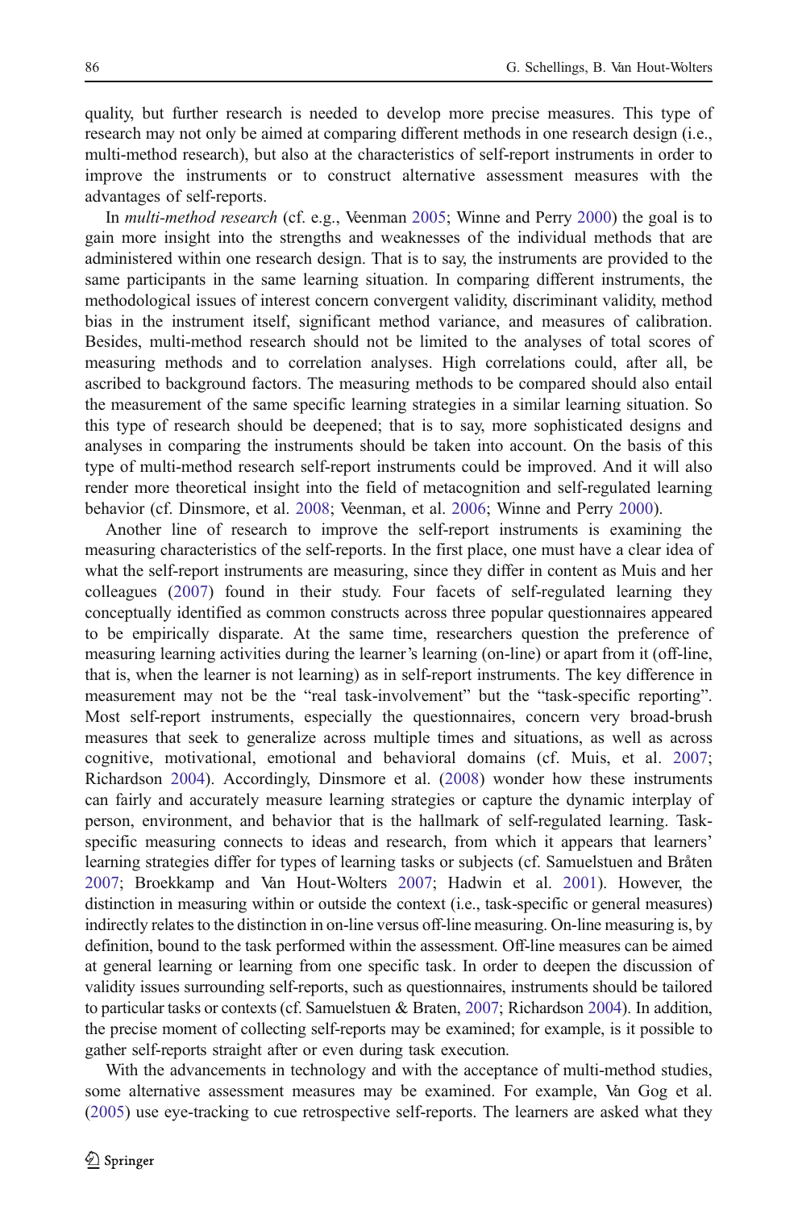quality, but further research is needed to develop more precise measures. This type of research may not only be aimed at comparing different methods in one research design (i.e., multi-method research), but also at the characteristics of self-report instruments in order to improve the instruments or to construct alternative assessment measures with the advantages of self-reports.

In *multi-method research* (cf. e.g., Veenman 2005; Winne and Perry 2000) the goal is to gain more insight into the strengths and weaknesses of the individual methods that are administered within one research design. That is to say, the instruments are provided to the same participants in the same learning situation. In comparing different instruments, the methodological issues of interest concern convergent validity, discriminant validity, method bias in the instrument itself, significant method variance, and measures of calibration. Besides, multi-method research should not be limited to the analyses of total scores of measuring methods and to correlation analyses. High correlations could, after all, be ascribed to background factors. The measuring methods to be compared should also entail the measurement of the same specific learning strategies in a similar learning situation. So this type of research should be deepened; that is to say, more sophisticated designs and analyses in comparing the instruments should be taken into account. On the basis of this type of multi-method research self-report instruments could be improved. And it will also render more theoretical insight into the field of metacognition and self-regulated learning behavior (cf. Dinsmore, et al. 2008; Veenman, et al. 2006; Winne and Perry 2000).

Another line of research to improve the self-report instruments is examining the measuring characteristics of the self-reports. In the first place, one must have a clear idea of what the self-report instruments are measuring, since they differ in content as Muis and her colleagues (2007) found in their study. Four facets of self-regulated learning they conceptually identified as common constructs across three popular questionnaires appeared to be empirically disparate. At the same time, researchers question the preference of measuring learning activities during the learner's learning (on-line) or apart from it (off-line, that is, when the learner is not learning) as in self-report instruments. The key difference in measurement may not be the "real task-involvement" but the "task-specific reporting". Most self-report instruments, especially the questionnaires, concern very broad-brush measures that seek to generalize across multiple times and situations, as well as across cognitive, motivational, emotional and behavioral domains (cf. Muis, et al. 2007; Richardson 2004). Accordingly, Dinsmore et al. (2008) wonder how these instruments can fairly and accurately measure learning strategies or capture the dynamic interplay of person, environment, and behavior that is the hallmark of self-regulated learning. Task-specific measuring connects to ideas and research, from which it appears that learners' learning strategies differ for types of learning tasks or subjects (cf. Samuelstuen and Bråten 2007; Broekkamp and Van Hout-Wolters 2007; Hadwin et al. 2001). However, the distinction in measuring within or outside the context (i.e., task-specific or general measures) indirectly relates to the distinction in on-line versus off-line measuring. On-line measuring is, by definition, bound to the task performed within the assessment. Off-line measures can be aimed at general learning or learning from one specific task. In order to deepen the discussion of validity issues surrounding self-reports, such as questionnaires, instruments should be tailored to particular tasks or contexts (cf. Samuelstuen & Braten, 2007; Richardson 2004). In addition, the precise moment of collecting self-reports may be examined; for example, is it possible to gather self-reports straight after or even during task execution.

With the advancements in technology and with the acceptance of multi-method studies, some alternative assessment measures may be examined. For example, Van Gog et al. (2005) use eye-tracking to cue retrospective self-reports. The learners are asked what they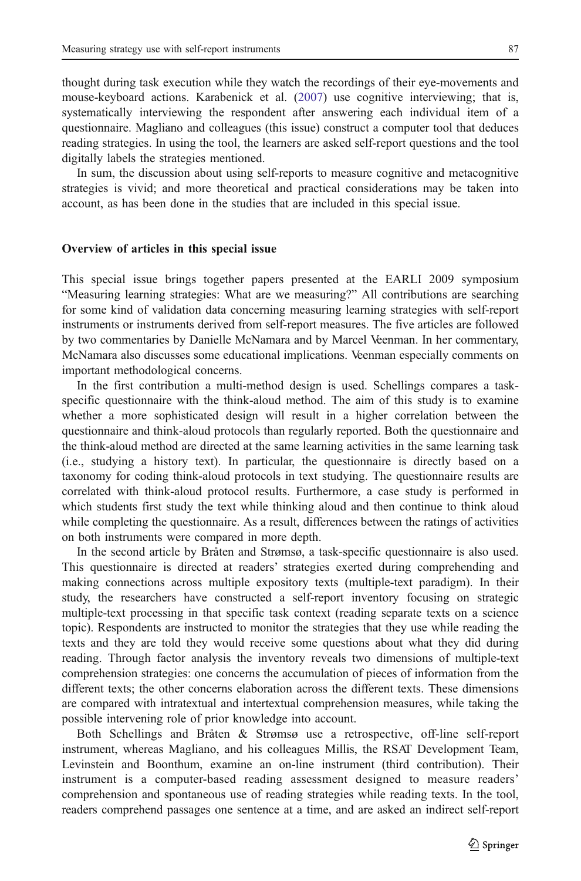thought during task execution while they watch the recordings of their eye-movements and mouse-keyboard actions. Karabenick et al. (2007) use cognitive interviewing; that is, systematically interviewing the respondent after answering each individual item of a questionnaire. Magliano and colleagues (this issue) construct a computer tool that deduces reading strategies. In using the tool, the learners are asked self-report questions and the tool digitally labels the strategies mentioned.

In sum, the discussion about using self-reports to measure cognitive and metacognitive strategies is vivid; and more theoretical and practical considerations may be taken into account, as has been done in the studies that are included in this special issue.

## Overview of articles in this special issue

This special issue brings together papers presented at the EARLI 2009 symposium "Measuring learning strategies: What are we measuring?" All contributions are searching for some kind of validation data concerning measuring learning strategies with self-report instruments or instruments derived from self-report measures. The five articles are followed by two commentaries by Danielle McNamara and by Marcel Veenman. In her commentary, McNamara also discusses some educational implications. Veenman especially comments on important methodological concerns.

In the first contribution a multi-method design is used. Schellings compares a task-specific questionnaire with the think-aloud method. The aim of this study is to examine whether a more sophisticated design will result in a higher correlation between the questionnaire and think-aloud protocols than regularly reported. Both the questionnaire and the think-aloud method are directed at the same learning activities in the same learning task (i.e., studying a history text). In particular, the questionnaire is directly based on a taxonomy for coding think-aloud protocols in text studying. The questionnaire results are correlated with think-aloud protocol results. Furthermore, a case study is performed in which students first study the text while thinking aloud and then continue to think aloud while completing the questionnaire. As a result, differences between the ratings of activities on both instruments were compared in more depth.

In the second article by Bråten and Strømsø, a task-specific questionnaire is also used. This questionnaire is directed at readers' strategies exerted during comprehending and making connections across multiple expository texts (multiple-text paradigm). In their study, the researchers have constructed a self-report inventory focusing on strategic multiple-text processing in that specific task context (reading separate texts on a science topic). Respondents are instructed to monitor the strategies that they use while reading the texts and they are told they would receive some questions about what they did during reading. Through factor analysis the inventory reveals two dimensions of multiple-text comprehension strategies: one concerns the accumulation of pieces of information from the different texts; the other concerns elaboration across the different texts. These dimensions are compared with intratextual and intertextual comprehension measures, while taking the possible intervening role of prior knowledge into account.

Both Schellings and Bråten & Strømsø use a retrospective, off-line self-report instrument, whereas Magliano, and his colleagues Millis, the RSAT Development Team, Levinstein and Boonthum, examine an on-line instrument (third contribution). Their instrument is a computer-based reading assessment designed to measure readers' comprehension and spontaneous use of reading strategies while reading texts. In the tool, readers comprehend passages one sentence at a time, and are asked an indirect self-report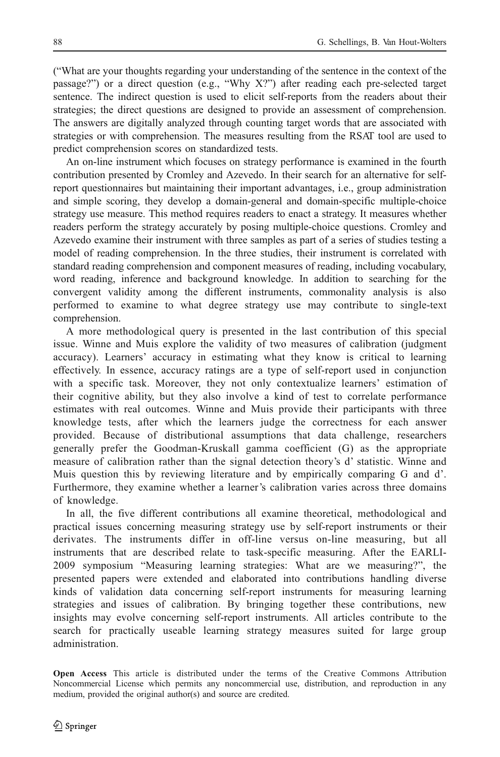("What are your thoughts regarding your understanding of the sentence in the context of the passage?") or a direct question (e.g., "Why X?") after reading each pre-selected target sentence. The indirect question is used to elicit self-reports from the readers about their strategies; the direct questions are designed to provide an assessment of comprehension. The answers are digitally analyzed through counting target words that are associated with strategies or with comprehension. The measures resulting from the RSAT tool are used to predict comprehension scores on standardized tests.

An on-line instrument which focuses on strategy performance is examined in the fourth contribution presented by Cromley and Azevedo. In their search for an alternative for self-report questionnaires but maintaining their important advantages, i.e., group administration and simple scoring, they develop a domain-general and domain-specific multiple-choice strategy use measure. This method requires readers to enact a strategy. It measures whether readers perform the strategy accurately by posing multiple-choice questions. Cromley and Azevedo examine their instrument with three samples as part of a series of studies testing a model of reading comprehension. In the three studies, their instrument is correlated with standard reading comprehension and component measures of reading, including vocabulary, word reading, inference and background knowledge. In addition to searching for the convergent validity among the different instruments, commonality analysis is also performed to examine to what degree strategy use may contribute to single-text comprehension.

A more methodological query is presented in the last contribution of this special issue. Winne and Muis explore the validity of two measures of calibration (judgment accuracy). Learners' accuracy in estimating what they know is critical to learning effectively. In essence, accuracy ratings are a type of self-report used in conjunction with a specific task. Moreover, they not only contextualize learners' estimation of their cognitive ability, but they also involve a kind of test to correlate performance estimates with real outcomes. Winne and Muis provide their participants with three knowledge tests, after which the learners judge the correctness for each answer provided. Because of distributional assumptions that data challenge, researchers generally prefer the Goodman-Kruskall gamma coefficient (G) as the appropriate measure of calibration rather than the signal detection theory's d' statistic. Winne and Muis question this by reviewing literature and by empirically comparing G and d'. Furthermore, they examine whether a learner's calibration varies across three domains of knowledge.

In all, the five different contributions all examine theoretical, methodological and practical issues concerning measuring strategy use by self-report instruments or their derivates. The instruments differ in off-line versus on-line measuring, but all instruments that are described relate to task-specific measuring. After the EARLI-2009 symposium "Measuring learning strategies: What are we measuring?", the presented papers were extended and elaborated into contributions handling diverse kinds of validation data concerning self-report instruments for measuring learning strategies and issues of calibration. By bringing together these contributions, new insights may evolve concerning self-report instruments. All articles contribute to the search for practically useable learning strategy measures suited for large group administration.

**Open Access** This article is distributed under the terms of the Creative Commons Attribution Noncommercial License which permits any noncommercial use, distribution, and reproduction in any medium, provided the original author(s) and source are credited.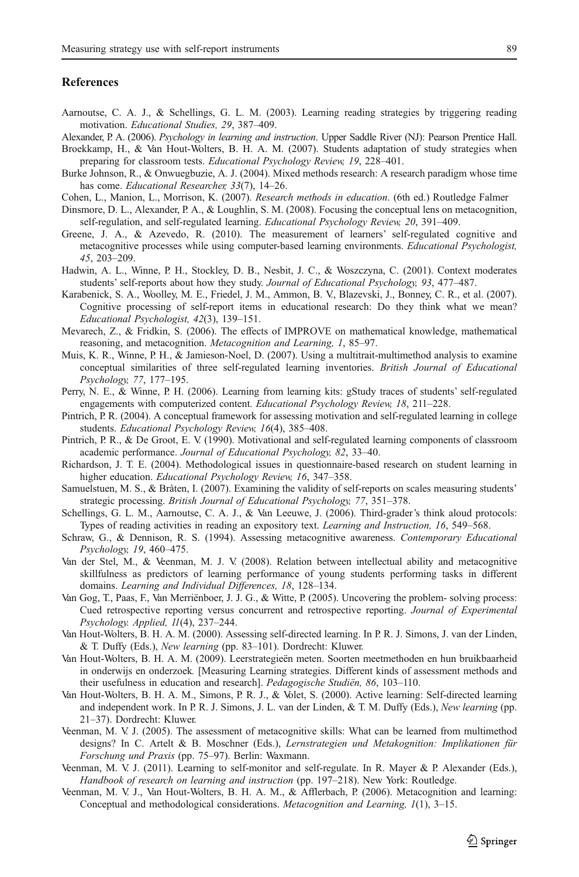## References

Aarnoutse, C. A. J., & Schellings, G. L. M. (2003). Learning reading strategies by triggering reading motivation. *Educational Studies, 29*, 387–409.

Alexander, P. A. (2006). *Psychology in learning and instruction*. Upper Saddle River (NJ): Pearson Prentice Hall.

Broekkamp, H., & Van Hout-Wolters, B. H. A. M. (2007). Students adaptation of study strategies when preparing for classroom tests. *Educational Psychology Review, 19*, 228–401.

Burke Johnson, R., & Onwuegbuzie, A. J. (2004). Mixed methods research: A research paradigm whose time has come. *Educational Researcher, 33*(7), 14–26.

Cohen, L., Manion, L., Morrison, K. (2007). *Research methods in education*. (6th ed.) Routledge Falmer

Dinsmore, D. L., Alexander, P. A., & Loughlin, S. M. (2008). Focusing the conceptual lens on metacognition, self-regulation, and self-regulated learning. *Educational Psychology Review, 20*, 391–409.

Greene, J. A., & Azevedo, R. (2010). The measurement of learners' self-regulated cognitive and metacognitive processes while using computer-based learning environments. *Educational Psychologist, 45*, 203–209.

Hadwin, A. L., Winne, P. H., Stockley, D. B., Nesbit, J. C., & Woszczyna, C. (2001). Context moderates students' self-reports about how they study. *Journal of Educational Psychology, 93*, 477–487.

Karabenick, S. A., Woolley, M. E., Friedel, J. M., Ammon, B. V., Blazevski, J., Bonney, C. R., et al. (2007). Cognitive processing of self-report items in educational research: Do they think what we mean? *Educational Psychologist, 42*(3), 139–151.

Mevarech, Z., & Fridkin, S. (2006). The effects of IMPROVE on mathematical knowledge, mathematical reasoning, and metacognition. *Metacognition and Learning, 1*, 85–97.

Muis, K. R., Winne, P. H., & Jamieson-Noel, D. (2007). Using a multitrait-multimethod analysis to examine conceptual similarities of three self-regulated learning inventories. *British Journal of Educational Psychology, 77*, 177–195.

Perry, N. E., & Winne, P. H. (2006). Learning from learning kits: gStudy traces of students' self-regulated engagements with computerized content. *Educational Psychology Review, 18*, 211–228.

Pintrich, P. R. (2004). A conceptual framework for assessing motivation and self-regulated learning in college students. *Educational Psychology Review, 16*(4), 385–408.

Pintrich, P. R., & De Groot, E. V. (1990). Motivational and self-regulated learning components of classroom academic performance. *Journal of Educational Psychology, 82*, 33–40.

Richardson, J. T. E. (2004). Methodological issues in questionnaire-based research on student learning in higher education. *Educational Psychology Review, 16*, 347–358.

Samuelstuen, M. S., & Bråten, I. (2007). Examining the validity of self-reports on scales measuring students' strategic processing. *British Journal of Educational Psychology, 77*, 351–378.

Schellings, G. L. M., Aarnoutse, C. A. J., & Van Leeuwe, J. (2006). Third-grader's think aloud protocols: Types of reading activities in reading an expository text. *Learning and Instruction, 16*, 549–568.

Schraw, G., & Dennison, R. S. (1994). Assessing metacognitive awareness. *Contemporary Educational Psychology, 19*, 460–475.

Van der Stel, M., & Veenman, M. J. V. (2008). Relation between intellectual ability and metacognitive skillfulness as predictors of learning performance of young students performing tasks in different domains. *Learning and Individual Differences, 18*, 128–134.

Van Gog, T., Paas, F., Van Merriënboer, J. J. G., & Witte, P. (2005). Uncovering the problem- solving process: Cued retrospective reporting versus concurrent and retrospective reporting. *Journal of Experimental Psychology. Applied, 11*(4), 237–244.

Van Hout-Wolters, B. H. A. M. (2000). Assessing self-directed learning. In P. R. J. Simons, J. van der Linden, & T. Duffy (Eds.), *New learning* (pp. 83–101). Dordrecht: Kluwer.

Van Hout-Wolters, B. H. A. M. (2009). Leerstrategieën meten. Soorten meetmethoden en hun bruikbaarheid in onderwijs en onderzoek*.* [Measuring Learning strategies. Different kinds of assessment methods and their usefulness in education and research]. *Pedagogische Studiën, 86*, 103–110.

Van Hout-Wolters, B. H. A. M., Simons, P. R. J., & Volet, S. (2000). Active learning: Self-directed learning and independent work. In P. R. J. Simons, J. L. van der Linden, & T. M. Duffy (Eds.), *New learning* (pp. 21–37). Dordrecht: Kluwer.

Veenman, M. V. J. (2005). The assessment of metacognitive skills: What can be learned from multimethod designs? In C. Artelt & B. Moschner (Eds.), *Lernstrategien und Metakognition: Implikationen für Forschung und Praxis* (pp. 75–97). Berlin: Waxmann.

Veenman, M. V. J. (2011). Learning to self-monitor and self-regulate. In R. Mayer & P. Alexander (Eds.), *Handbook of research on learning and instruction* (pp. 197–218). New York: Routledge.

Veenman, M. V. J., Van Hout-Wolters, B. H. A. M., & Afflerbach, P. (2006). Metacognition and learning: Conceptual and methodological considerations. *Metacognition and Learning, 1*(1), 3–15.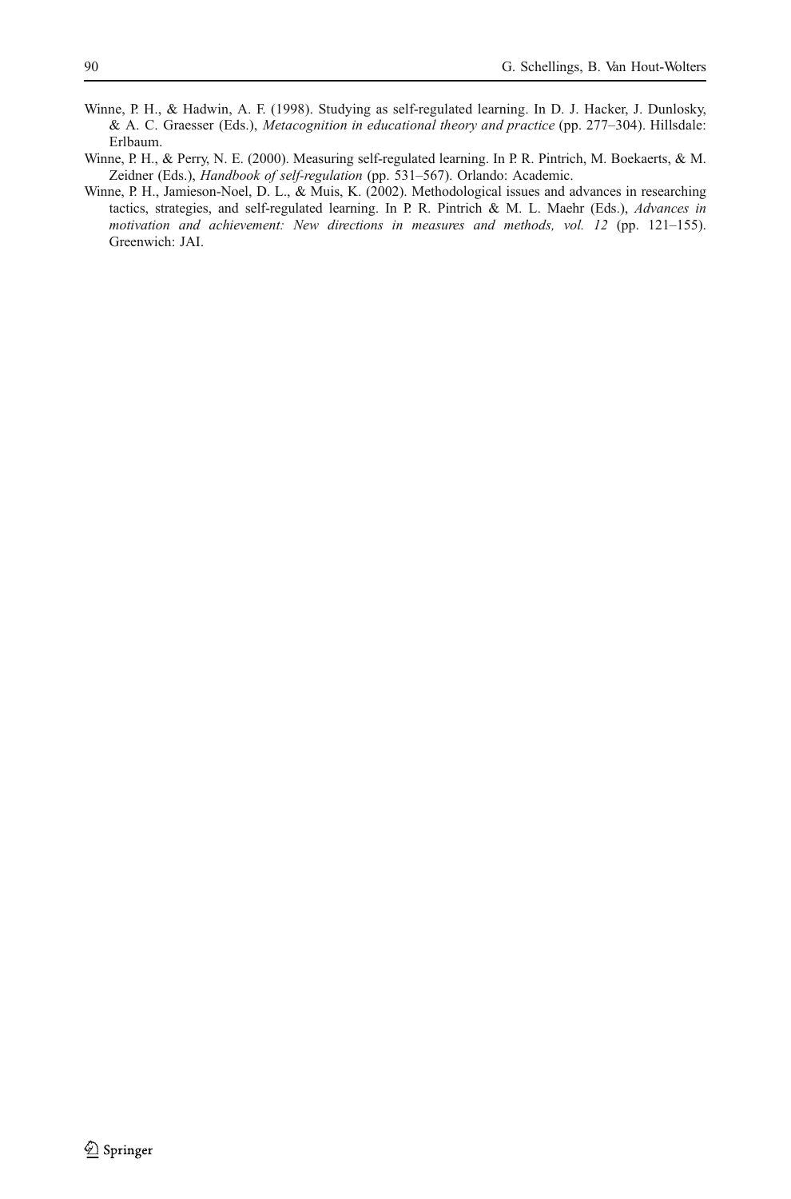Winne, P. H., & Hadwin, A. F. (1998). Studying as self-regulated learning. In D. J. Hacker, J. Dunlosky, & A. C. Graesser (Eds.), *Metacognition in educational theory and practice* (pp. 277–304). Hillsdale: Erlbaum.

Winne, P. H., & Perry, N. E. (2000). Measuring self-regulated learning. In P. R. Pintrich, M. Boekaerts, & M. Zeidner (Eds.), *Handbook of self-regulation* (pp. 531–567). Orlando: Academic.

Winne, P. H., Jamieson-Noel, D. L., & Muis, K. (2002). Methodological issues and advances in researching tactics, strategies, and self-regulated learning. In P. R. Pintrich & M. L. Maehr (Eds.), *Advances in motivation and achievement: New directions in measures and methods, vol. 12* (pp. 121–155). Greenwich: JAI.